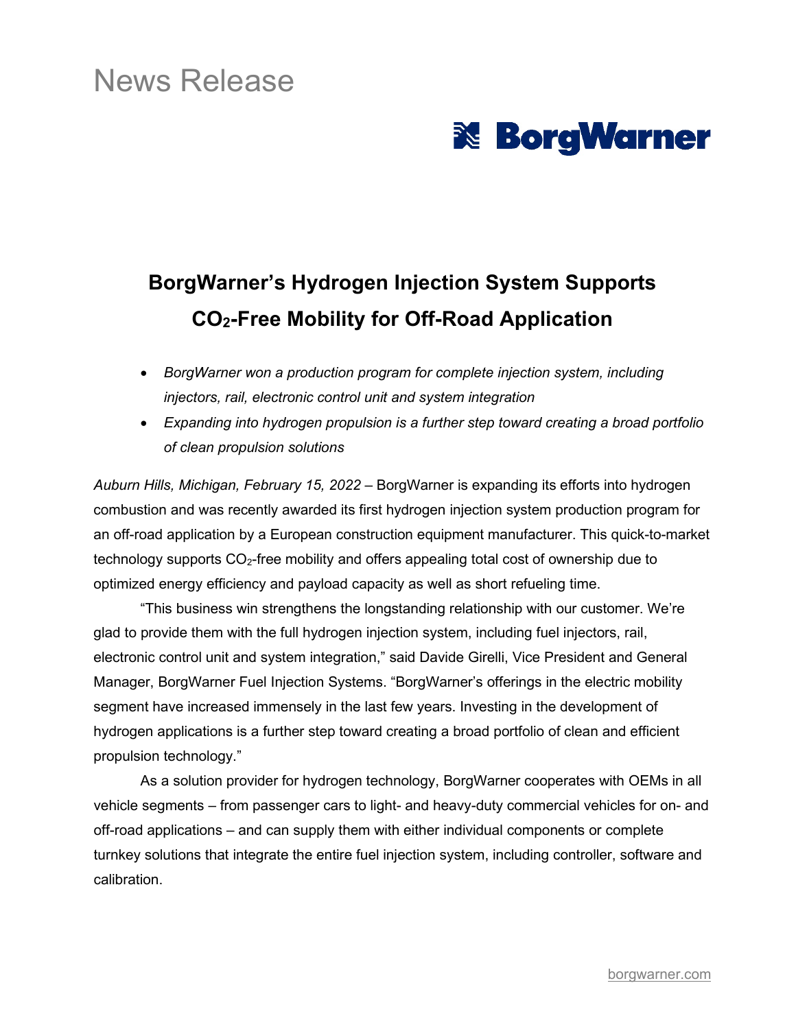News Release

BorgWarner

# BorgWarner's Hydrogen Injection System Supports $CO_2$-Free Mobility for Off-Road Application

- *BorgWarner won a production program for complete injection system, including injectors, rail, electronic control unit and system integration*
- *Expanding into hydrogen propulsion is a further step toward creating a broad portfolio of clean propulsion solutions*

*Auburn Hills, Michigan, February 15, 2022* – BorgWarner is expanding its efforts into hydrogen combustion and was recently awarded its first hydrogen injection system production program for an off-road application by a European construction equipment manufacturer. This quick-to-market technology supports $CO_2$-free mobility and offers appealing total cost of ownership due to optimized energy efficiency and payload capacity as well as short refueling time.

"This business win strengthens the longstanding relationship with our customer. We're glad to provide them with the full hydrogen injection system, including fuel injectors, rail, electronic control unit and system integration," said Davide Girelli, Vice President and General Manager, BorgWarner Fuel Injection Systems. "BorgWarner's offerings in the electric mobility segment have increased immensely in the last few years. Investing in the development of hydrogen applications is a further step toward creating a broad portfolio of clean and efficient propulsion technology."

As a solution provider for hydrogen technology, BorgWarner cooperates with OEMs in all vehicle segments – from passenger cars to light- and heavy-duty commercial vehicles for on- and off-road applications – and can supply them with either individual components or complete turnkey solutions that integrate the entire fuel injection system, including controller, software and calibration.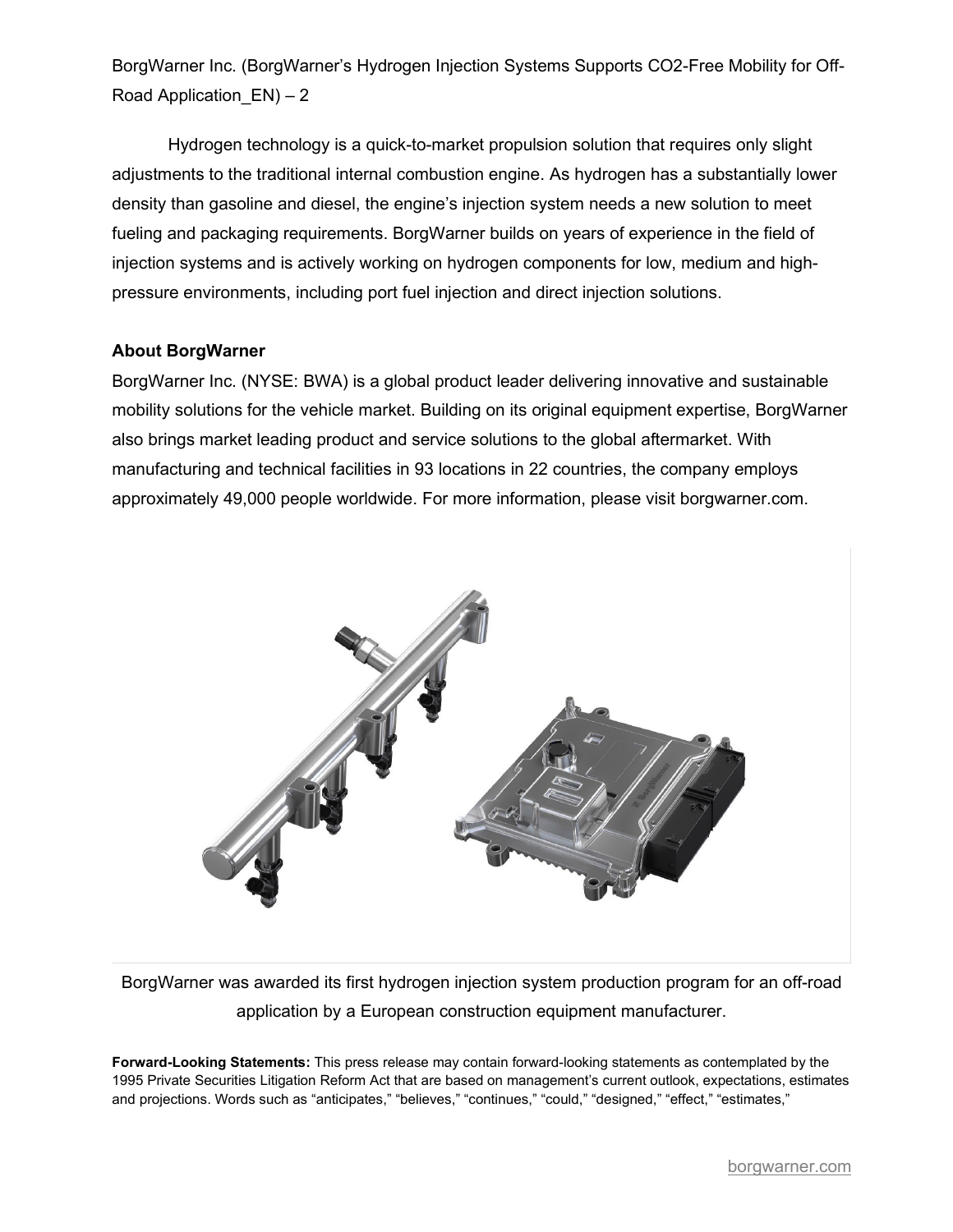Hydrogen technology is a quick-to-market propulsion solution that requires only slight adjustments to the traditional internal combustion engine. As hydrogen has a substantially lower density than gasoline and diesel, the engine's injection system needs a new solution to meet fueling and packaging requirements. BorgWarner builds on years of experience in the field of injection systems and is actively working on hydrogen components for low, medium and high-pressure environments, including port fuel injection and direct injection solutions.

**About BorgWarner**

BorgWarner Inc. (NYSE: BWA) is a global product leader delivering innovative and sustainable mobility solutions for the vehicle market. Building on its original equipment expertise, BorgWarner also brings market leading product and service solutions to the global aftermarket. With manufacturing and technical facilities in 93 locations in 22 countries, the company employs approximately 49,000 people worldwide. For more information, please visit borgwarner.com.

BorgWarner was awarded its first hydrogen injection system production program for an off-road application by a European construction equipment manufacturer.

**Forward-Looking Statements:** This press release may contain forward-looking statements as contemplated by the 1995 Private Securities Litigation Reform Act that are based on management's current outlook, expectations, estimates and projections. Words such as "anticipates," "believes," "continues," "could," "designed," "effect," "estimates,"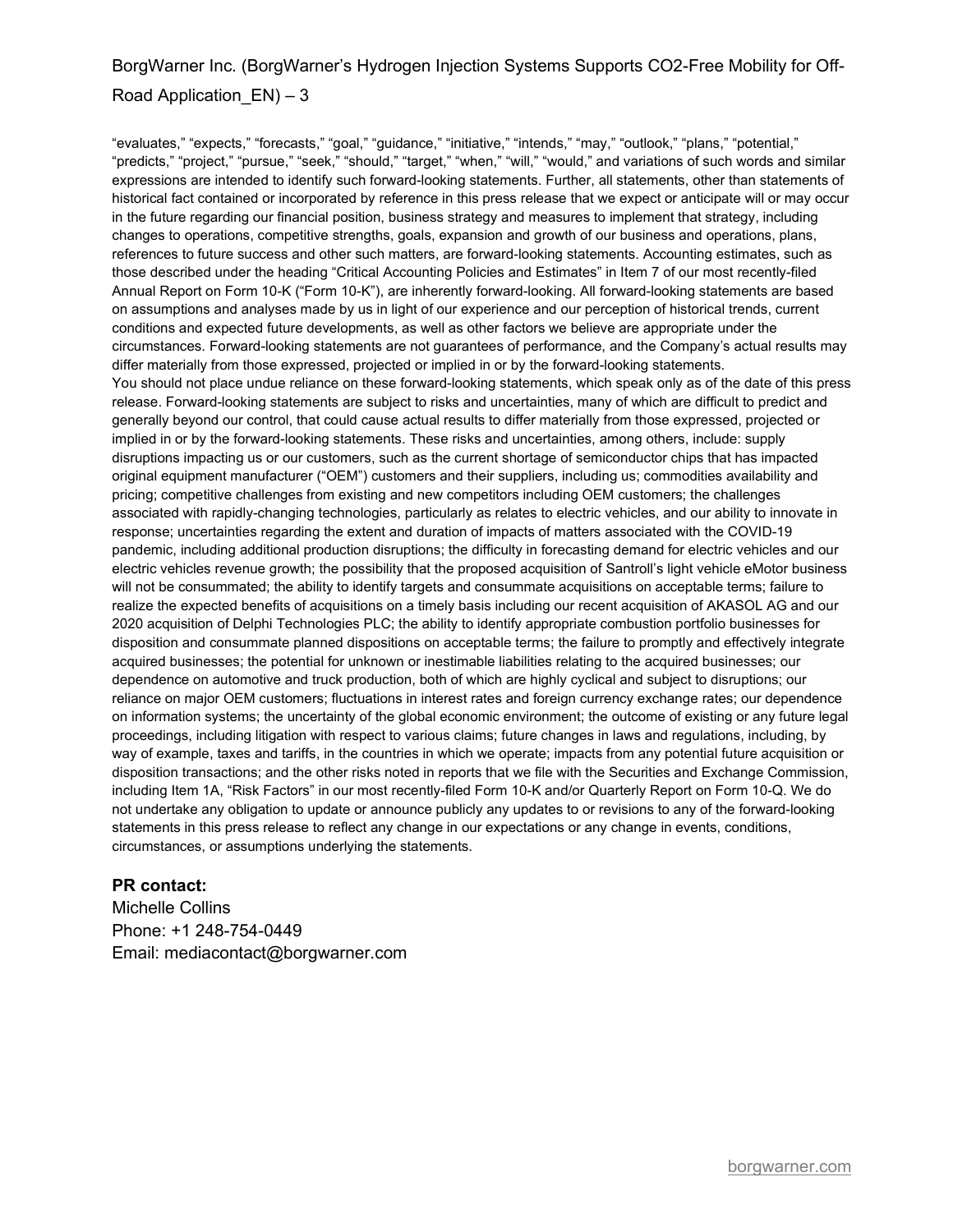“evaluates,” “expects,” “forecasts,” “goal,” “guidance,” “initiative,” “intends,” “may,” “outlook,” “plans,” “potential,” “predicts,” “project,” “pursue,” “seek,” “should,” “target,” “when,” “will,” “would,” and variations of such words and similar expressions are intended to identify such forward-looking statements. Further, all statements, other than statements of historical fact contained or incorporated by reference in this press release that we expect or anticipate will or may occur in the future regarding our financial position, business strategy and measures to implement that strategy, including changes to operations, competitive strengths, goals, expansion and growth of our business and operations, plans, references to future success and other such matters, are forward-looking statements. Accounting estimates, such as those described under the heading “Critical Accounting Policies and Estimates” in Item 7 of our most recently-filed Annual Report on Form 10-K (“Form 10-K”), are inherently forward-looking. All forward-looking statements are based on assumptions and analyses made by us in light of our experience and our perception of historical trends, current conditions and expected future developments, as well as other factors we believe are appropriate under the circumstances. Forward-looking statements are not guarantees of performance, and the Company’s actual results may differ materially from those expressed, projected or implied in or by the forward-looking statements.

You should not place undue reliance on these forward-looking statements, which speak only as of the date of this press release. Forward-looking statements are subject to risks and uncertainties, many of which are difficult to predict and generally beyond our control, that could cause actual results to differ materially from those expressed, projected or implied in or by the forward-looking statements. These risks and uncertainties, among others, include: supply disruptions impacting us or our customers, such as the current shortage of semiconductor chips that has impacted original equipment manufacturer (“OEM”) customers and their suppliers, including us; commodities availability and pricing; competitive challenges from existing and new competitors including OEM customers; the challenges associated with rapidly-changing technologies, particularly as relates to electric vehicles, and our ability to innovate in response; uncertainties regarding the extent and duration of impacts of matters associated with the COVID-19 pandemic, including additional production disruptions; the difficulty in forecasting demand for electric vehicles and our electric vehicles revenue growth; the possibility that the proposed acquisition of Santroll’s light vehicle eMotor business will not be consummated; the ability to identify targets and consummate acquisitions on acceptable terms; failure to realize the expected benefits of acquisitions on a timely basis including our recent acquisition of AKASOL AG and our 2020 acquisition of Delphi Technologies PLC; the ability to identify appropriate combustion portfolio businesses for disposition and consummate planned dispositions on acceptable terms; the failure to promptly and effectively integrate acquired businesses; the potential for unknown or inestimable liabilities relating to the acquired businesses; our dependence on automotive and truck production, both of which are highly cyclical and subject to disruptions; our reliance on major OEM customers; fluctuations in interest rates and foreign currency exchange rates; our dependence on information systems; the uncertainty of the global economic environment; the outcome of existing or any future legal proceedings, including litigation with respect to various claims; future changes in laws and regulations, including, by way of example, taxes and tariffs, in the countries in which we operate; impacts from any potential future acquisition or disposition transactions; and the other risks noted in reports that we file with the Securities and Exchange Commission, including Item 1A, “Risk Factors” in our most recently-filed Form 10-K and/or Quarterly Report on Form 10-Q. We do not undertake any obligation to update or announce publicly any updates to or revisions to any of the forward-looking statements in this press release to reflect any change in our expectations or any change in events, conditions, circumstances, or assumptions underlying the statements.

**PR contact:**

Michelle Collins
Phone: +1 248-754-0449
Email: mediacontact@borgwarner.com